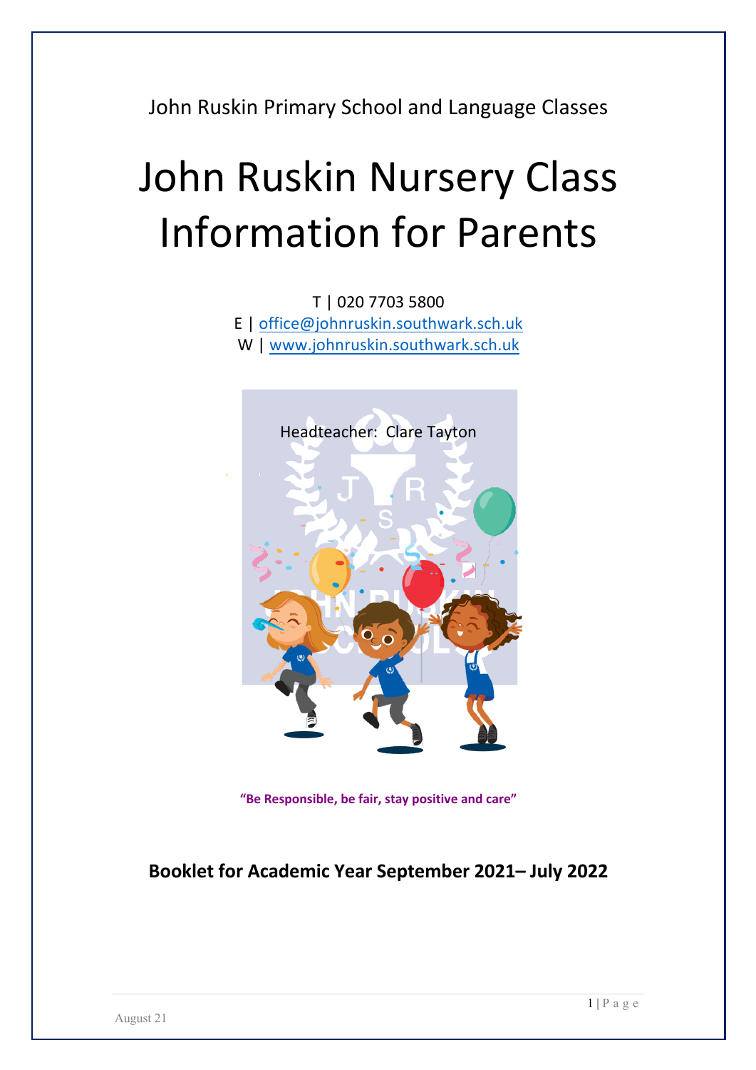John Ruskin Primary School and Language Classes

# John Ruskin Nursery Class Information for Parents

T | 020 7703 5800
E | office@johnruskin.southwark.sch.uk
W | www.johnruskin.southwark.sch.uk

Headteacher: Clare Tayton

**"Be Responsible, be fair, stay positive and care"**

## Booklet for Academic Year September 2021– July 2022

August 21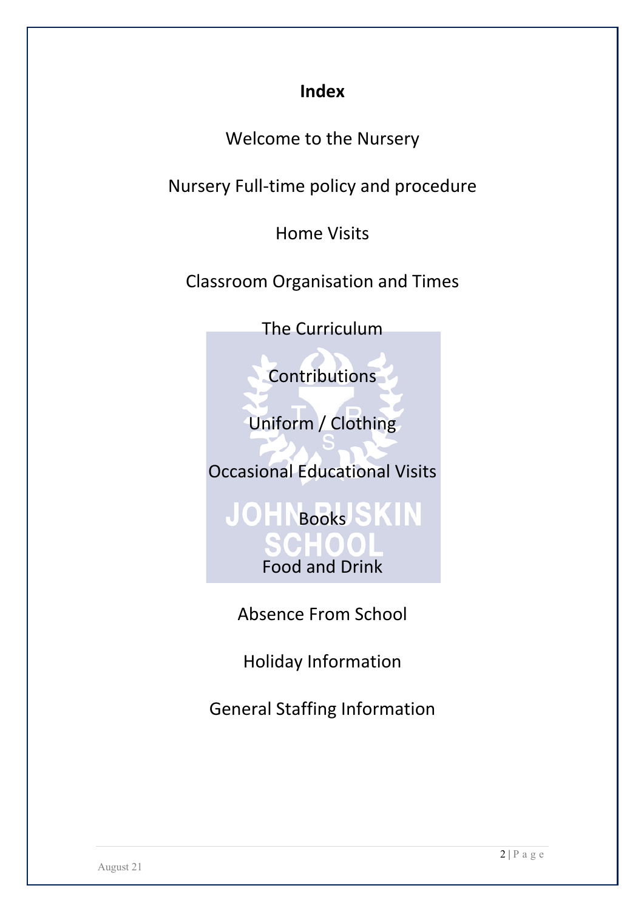# Index

Welcome to the Nursery

Nursery Full-time policy and procedure

Home Visits

Classroom Organisation and Times

The Curriculum

Contributions

Uniform / Clothing

Occasional Educational Visits

Books

Food and Drink

Absence From School

Holiday Information

General Staffing Information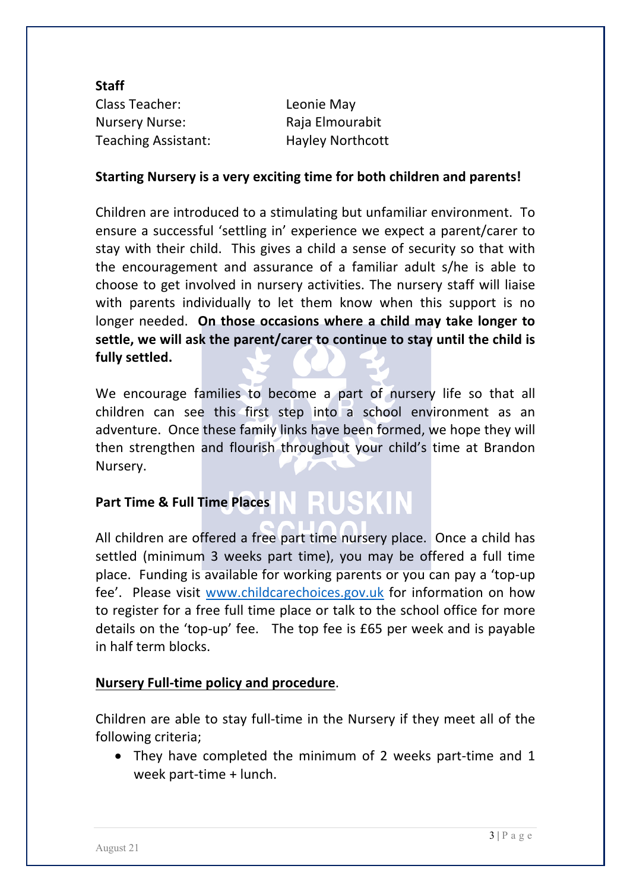**Staff**

| | |
|---|---|
| Class Teacher: | Leonie May |
| Nursery Nurse: | Raja Elmourabit |
| Teaching Assistant: | Hayley Northcott |

**Starting Nursery is a very exciting time for both children and parents!**

Children are introduced to a stimulating but unfamiliar environment. To ensure a successful 'settling in' experience we expect a parent/carer to stay with their child. This gives a child a sense of security so that with the encouragement and assurance of a familiar adult s/he is able to choose to get involved in nursery activities. The nursery staff will liaise with parents individually to let them know when this support is no longer needed. **On those occasions where a child may take longer to settle, we will ask the parent/carer to continue to stay until the child is fully settled.**

We encourage families to become a part of nursery life so that all children can see this first step into a school environment as an adventure. Once these family links have been formed, we hope they will then strengthen and flourish throughout your child's time at Brandon Nursery.

**Part Time & Full Time Places**

All children are offered a free part time nursery place. Once a child has settled (minimum 3 weeks part time), you may be offered a full time place. Funding is available for working parents or you can pay a 'top-up fee'. Please visit [www.childcarechoices.gov.uk](www.childcarechoices.gov.uk) for information on how to register for a free full time place or talk to the school office for more details on the 'top-up' fee. The top fee is £65 per week and is payable in half term blocks.

**Nursery Full-time policy and procedure**.

Children are able to stay full-time in the Nursery if they meet all of the following criteria;

- They have completed the minimum of 2 weeks part-time and 1 week part-time + lunch.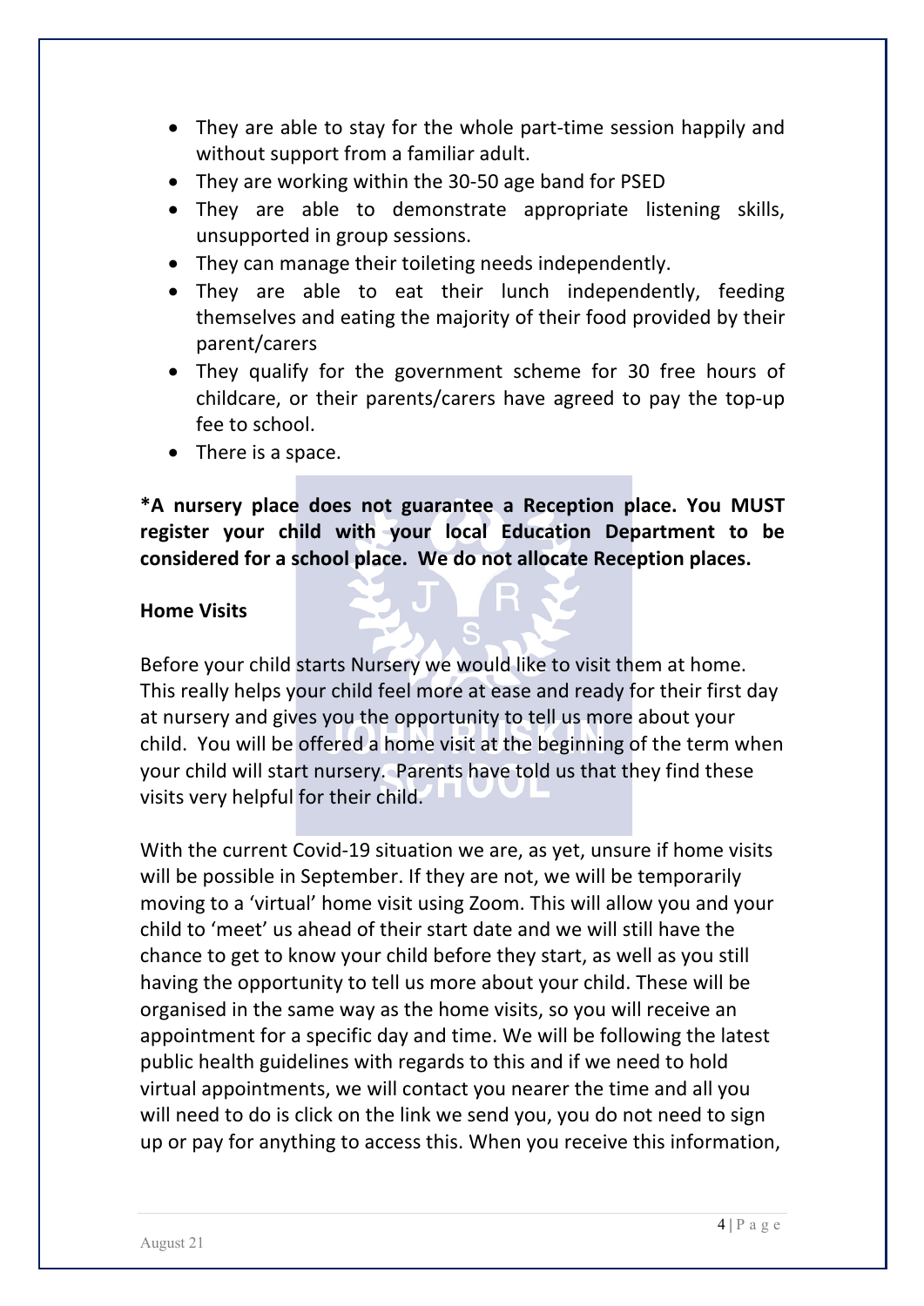- They are able to stay for the whole part-time session happily and without support from a familiar adult.
- They are working within the 30-50 age band for PSED
- They are able to demonstrate appropriate listening skills, unsupported in group sessions.
- They can manage their toileting needs independently.
- They are able to eat their lunch independently, feeding themselves and eating the majority of their food provided by their parent/carers
- They qualify for the government scheme for 30 free hours of childcare, or their parents/carers have agreed to pay the top-up fee to school.
- There is a space.

**\*A nursery place does not guarantee a Reception place. You MUST register your child with your local Education Department to be considered for a school place. We do not allocate Reception places.**

**Home Visits**

Before your child starts Nursery we would like to visit them at home. This really helps your child feel more at ease and ready for their first day at nursery and gives you the opportunity to tell us more about your child. You will be offered a home visit at the beginning of the term when your child will start nursery. Parents have told us that they find these visits very helpful for their child.

With the current Covid-19 situation we are, as yet, unsure if home visits will be possible in September. If they are not, we will be temporarily moving to a 'virtual' home visit using Zoom. This will allow you and your child to 'meet' us ahead of their start date and we will still have the chance to get to know your child before they start, as well as you still having the opportunity to tell us more about your child. These will be organised in the same way as the home visits, so you will receive an appointment for a specific day and time. We will be following the latest public health guidelines with regards to this and if we need to hold virtual appointments, we will contact you nearer the time and all you will need to do is click on the link we send you, you do not need to sign up or pay for anything to access this. When you receive this information,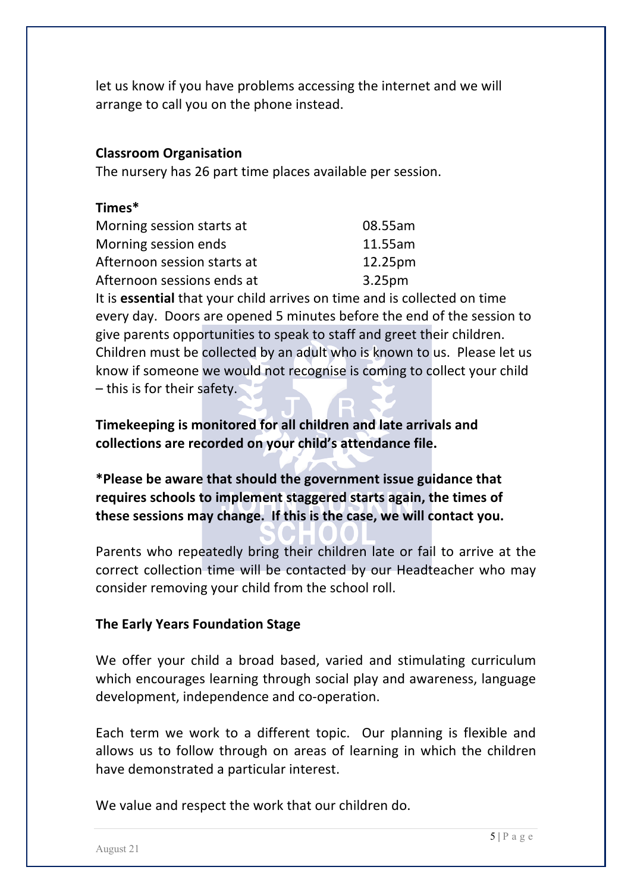let us know if you have problems accessing the internet and we will arrange to call you on the phone instead.

**Classroom Organisation**

The nursery has 26 part time places available per session.

**Times***

| | |
|---|---|
| Morning session starts at | 08.55am |
| Morning session ends | 11.55am |
| Afternoon session starts at | 12.25pm |
| Afternoon sessions ends at | 3.25pm |

It is **essential** that your child arrives on time and is collected on time every day. Doors are opened 5 minutes before the end of the session to give parents opportunities to speak to staff and greet their children. Children must be collected by an adult who is known to us. Please let us know if someone we would not recognise is coming to collect your child – this is for their safety.

**Timekeeping is monitored for all children and late arrivals and collections are recorded on your child's attendance file.**

***Please be aware that should the government issue guidance that requires schools to implement staggered starts again, the times of these sessions may change. If this is the case, we will contact you.**

Parents who repeatedly bring their children late or fail to arrive at the correct collection time will be contacted by our Headteacher who may consider removing your child from the school roll.

**The Early Years Foundation Stage**

We offer your child a broad based, varied and stimulating curriculum which encourages learning through social play and awareness, language development, independence and co-operation.

Each term we work to a different topic. Our planning is flexible and allows us to follow through on areas of learning in which the children have demonstrated a particular interest.

We value and respect the work that our children do.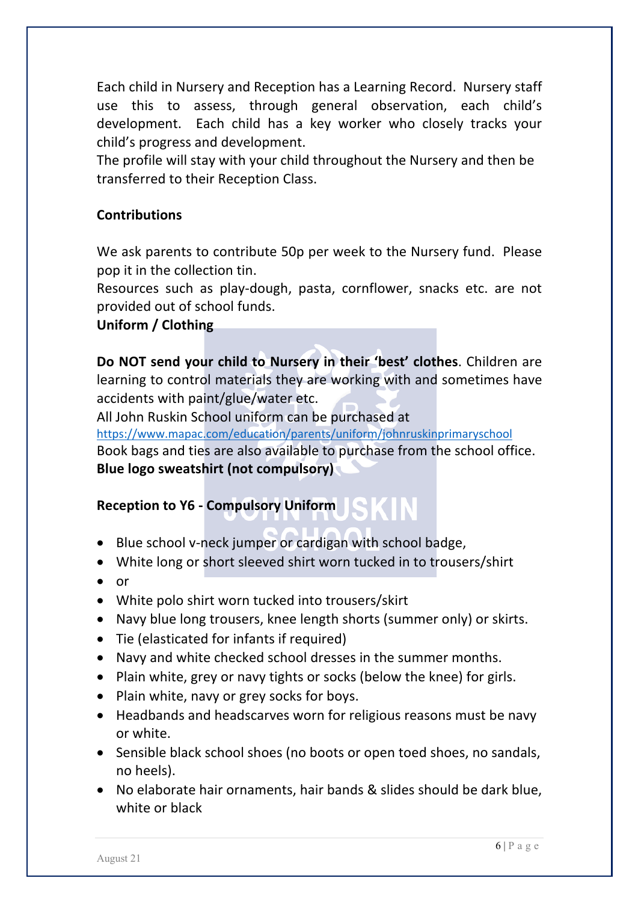Each child in Nursery and Reception has a Learning Record. Nursery staff use this to assess, through general observation, each child's development. Each child has a key worker who closely tracks your child's progress and development.

The profile will stay with your child throughout the Nursery and then be transferred to their Reception Class.

**Contributions**

We ask parents to contribute 50p per week to the Nursery fund. Please pop it in the collection tin.

Resources such as play-dough, pasta, cornflower, snacks etc. are not provided out of school funds.

**Uniform / Clothing**

**Do NOT send your child to Nursery in their 'best' clothes**. Children are learning to control materials they are working with and sometimes have accidents with paint/glue/water etc.

All John Ruskin School uniform can be purchased at https://www.mapac.com/education/parents/uniform/johnruskinprimaryschool

Book bags and ties are also available to purchase from the school office.

**Blue logo sweatshirt (not compulsory)**

**Reception to Y6 - Compulsory Uniform**

- Blue school v-neck jumper or cardigan with school badge,
- White long or short sleeved shirt worn tucked in to trousers/shirt
- or
- White polo shirt worn tucked into trousers/skirt
- Navy blue long trousers, knee length shorts (summer only) or skirts.
- Tie (elasticated for infants if required)
- Navy and white checked school dresses in the summer months.
- Plain white, grey or navy tights or socks (below the knee) for girls.
- Plain white, navy or grey socks for boys.
- Headbands and headscarves worn for religious reasons must be navy or white.
- Sensible black school shoes (no boots or open toed shoes, no sandals, no heels).
- No elaborate hair ornaments, hair bands & slides should be dark blue, white or black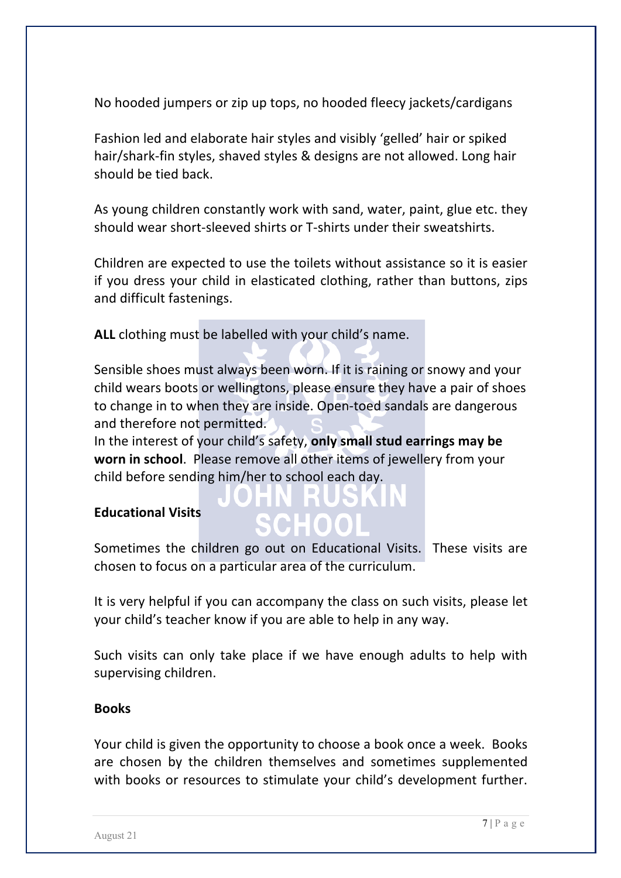No hooded jumpers or zip up tops, no hooded fleecy jackets/cardigans

Fashion led and elaborate hair styles and visibly 'gelled' hair or spiked hair/shark-fin styles, shaved styles & designs are not allowed. Long hair should be tied back.

As young children constantly work with sand, water, paint, glue etc. they should wear short-sleeved shirts or T-shirts under their sweatshirts.

Children are expected to use the toilets without assistance so it is easier if you dress your child in elasticated clothing, rather than buttons, zips and difficult fastenings.

**ALL** clothing must be labelled with your child's name.

Sensible shoes must always been worn. If it is raining or snowy and your child wears boots or wellingtons, please ensure they have a pair of shoes to change in to when they are inside. Open-toed sandals are dangerous and therefore not permitted.
In the interest of your child's safety, **only small stud earrings may be worn in school**. Please remove all other items of jewellery from your child before sending him/her to school each day.

**Educational Visits**

Sometimes the children go out on Educational Visits. These visits are chosen to focus on a particular area of the curriculum.

It is very helpful if you can accompany the class on such visits, please let your child's teacher know if you are able to help in any way.

Such visits can only take place if we have enough adults to help with supervising children.

**Books**

Your child is given the opportunity to choose a book once a week. Books are chosen by the children themselves and sometimes supplemented with books or resources to stimulate your child's development further.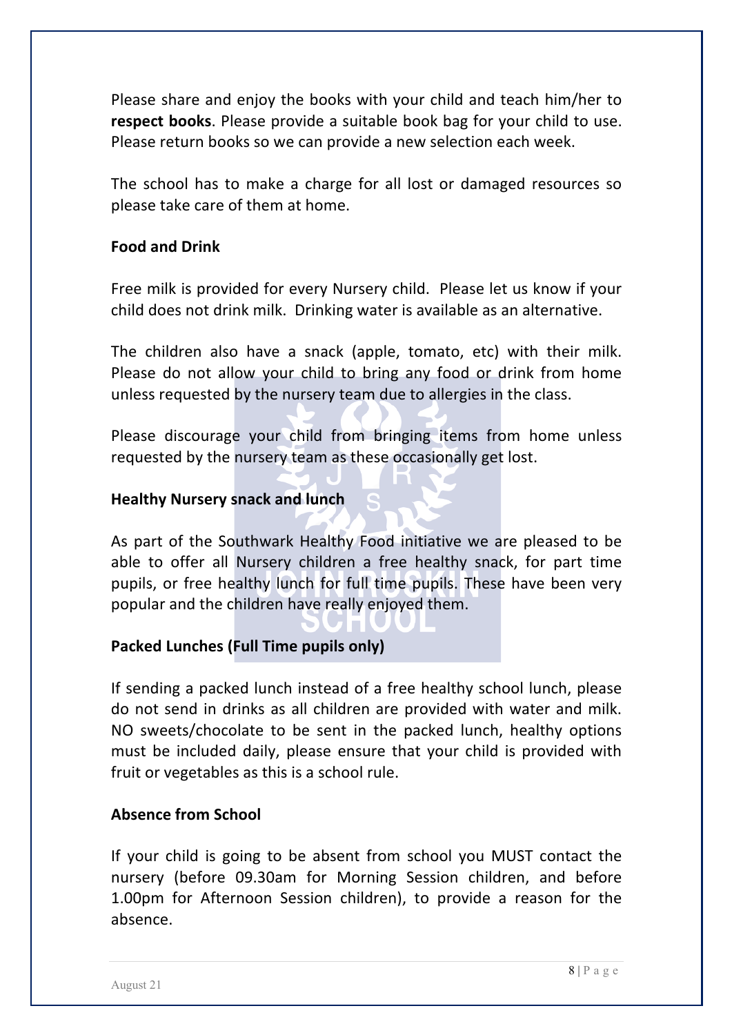Please share and enjoy the books with your child and teach him/her to **respect books**. Please provide a suitable book bag for your child to use. Please return books so we can provide a new selection each week.

The school has to make a charge for all lost or damaged resources so please take care of them at home.

### Food and Drink

Free milk is provided for every Nursery child. Please let us know if your child does not drink milk. Drinking water is available as an alternative.

The children also have a snack (apple, tomato, etc) with their milk. Please do not allow your child to bring any food or drink from home unless requested by the nursery team due to allergies in the class.

Please discourage your child from bringing items from home unless requested by the nursery team as these occasionally get lost.

### Healthy Nursery snack and lunch

As part of the Southwark Healthy Food initiative we are pleased to be able to offer all Nursery children a free healthy snack, for part time pupils, or free healthy lunch for full time pupils. These have been very popular and the children have really enjoyed them.

### Packed Lunches (Full Time pupils only)

If sending a packed lunch instead of a free healthy school lunch, please do not send in drinks as all children are provided with water and milk. NO sweets/chocolate to be sent in the packed lunch, healthy options must be included daily, please ensure that your child is provided with fruit or vegetables as this is a school rule.

### Absence from School

If your child is going to be absent from school you MUST contact the nursery (before 09.30am for Morning Session children, and before 1.00pm for Afternoon Session children), to provide a reason for the absence.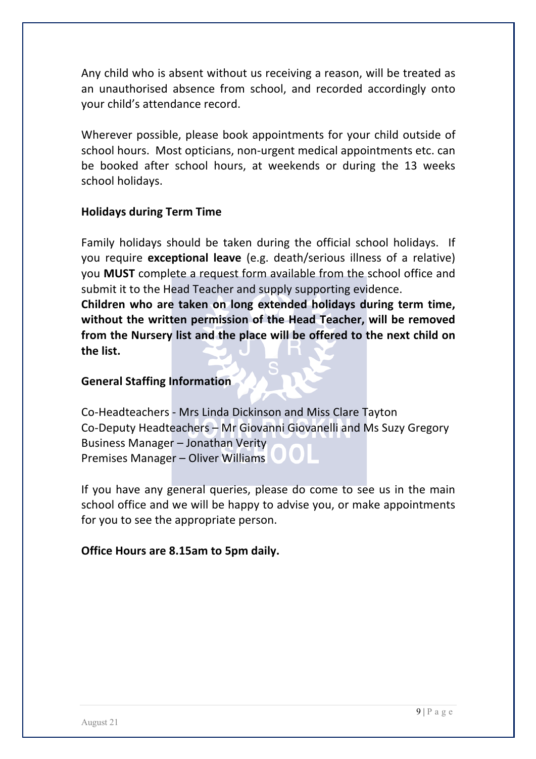Any child who is absent without us receiving a reason, will be treated as an unauthorised absence from school, and recorded accordingly onto your child's attendance record.

Wherever possible, please book appointments for your child outside of school hours. Most opticians, non-urgent medical appointments etc. can be booked after school hours, at weekends or during the 13 weeks school holidays.

**Holidays during Term Time**

Family holidays should be taken during the official school holidays. If you require **exceptional leave** (e.g. death/serious illness of a relative) you **MUST** complete a request form available from the school office and submit it to the Head Teacher and supply supporting evidence.
**Children who are taken on long extended holidays during term time, without the written permission of the Head Teacher, will be removed from the Nursery list and the place will be offered to the next child on the list.**

**General Staffing Information**

Co-Headteachers - Mrs Linda Dickinson and Miss Clare Tayton
Co-Deputy Headteachers – Mr Giovanni Giovanelli and Ms Suzy Gregory
Business Manager – Jonathan Verity
Premises Manager – Oliver Williams

If you have any general queries, please do come to see us in the main school office and we will be happy to advise you, or make appointments for you to see the appropriate person.

**Office Hours are 8.15am to 5pm daily.**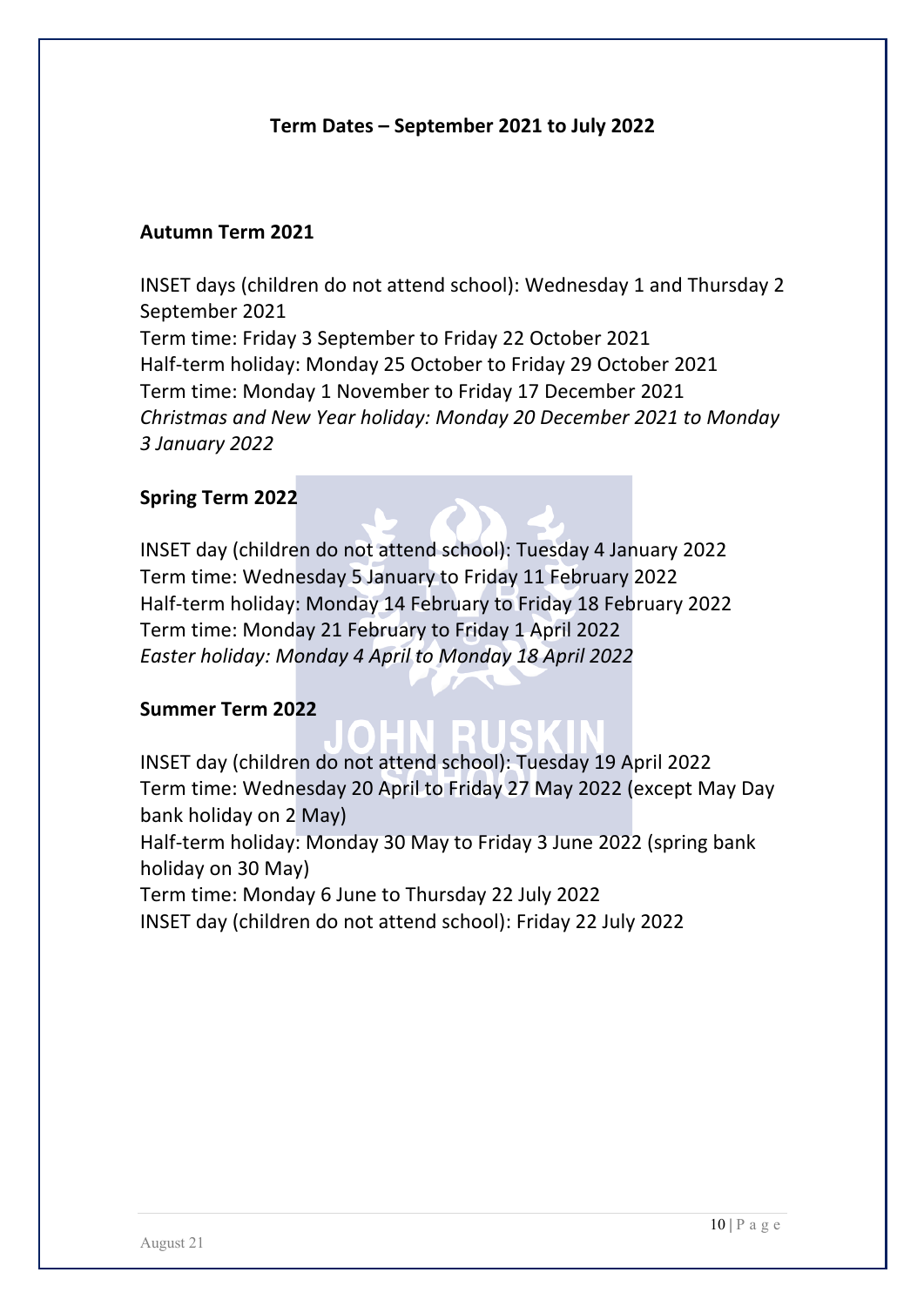## Term Dates – September 2021 to July 2022

### Autumn Term 2021

INSET days (children do not attend school): Wednesday 1 and Thursday 2 September 2021
Term time: Friday 3 September to Friday 22 October 2021
Half-term holiday: Monday 25 October to Friday 29 October 2021
Term time: Monday 1 November to Friday 17 December 2021
*Christmas and New Year holiday: Monday 20 December 2021 to Monday 3 January 2022*

### Spring Term 2022

INSET day (children do not attend school): Tuesday 4 January 2022
Term time: Wednesday 5 January to Friday 11 February 2022
Half-term holiday: Monday 14 February to Friday 18 February 2022
Term time: Monday 21 February to Friday 1 April 2022
*Easter holiday: Monday 4 April to Monday 18 April 2022*

### Summer Term 2022

INSET day (children do not attend school): Tuesday 19 April 2022
Term time: Wednesday 20 April to Friday 27 May 2022 (except May Day bank holiday on 2 May)
Half-term holiday: Monday 30 May to Friday 3 June 2022 (spring bank holiday on 30 May)
Term time: Monday 6 June to Thursday 22 July 2022
INSET day (children do not attend school): Friday 22 July 2022